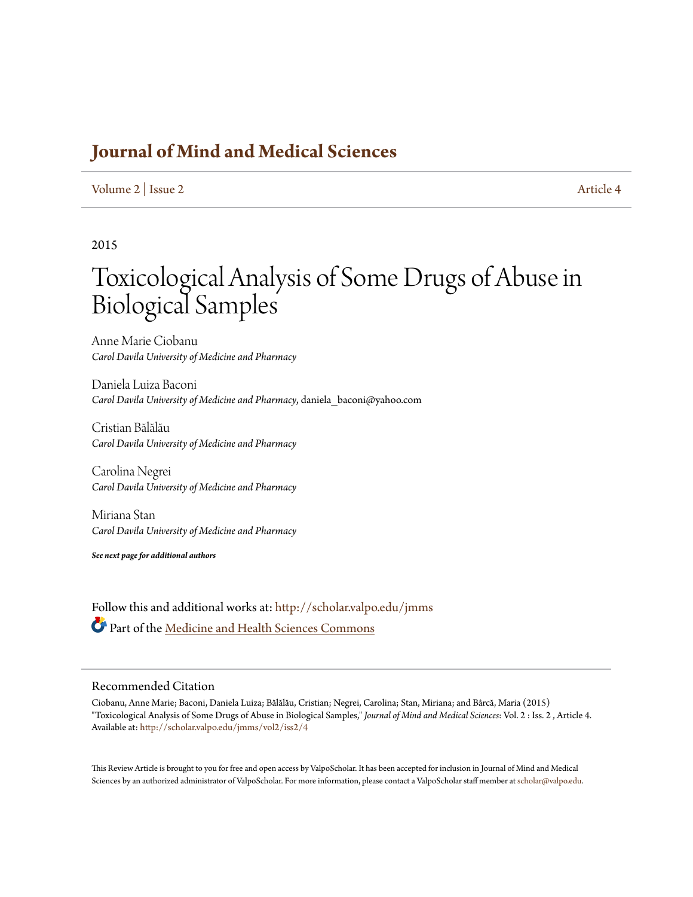# Journal of Mind and Medical Sciences

Volume 2 | Issue 2 Article 4

2015

# Toxicological Analysis of Some Drugs of Abuse in Biological Samples

Anne Marie Ciobanu
*Carol Davila University of Medicine and Pharmacy*

Daniela Luiza Baconi
*Carol Davila University of Medicine and Pharmacy*, daniela_baconi@yahoo.com

Cristian Bălălău
*Carol Davila University of Medicine and Pharmacy*

Carolina Negrei
*Carol Davila University of Medicine and Pharmacy*

Miriana Stan
*Carol Davila University of Medicine and Pharmacy*

***See next page for additional authors***

Follow this and additional works at: http://scholar.valpo.edu/jmms

Part of the Medicine and Health Sciences Commons

## Recommended Citation

Ciobanu, Anne Marie; Baconi, Daniela Luiza; Bălălău, Cristian; Negrei, Carolina; Stan, Miriana; and Bârcă, Maria (2015) "Toxicological Analysis of Some Drugs of Abuse in Biological Samples," *Journal of Mind and Medical Sciences*: Vol. 2 : Iss. 2 , Article 4.
Available at: http://scholar.valpo.edu/jmms/vol2/iss2/4

This Review Article is brought to you for free and open access by ValpoScholar. It has been accepted for inclusion in Journal of Mind and Medical Sciences by an authorized administrator of ValpoScholar. For more information, please contact a ValpoScholar staff member at scholar@valpo.edu.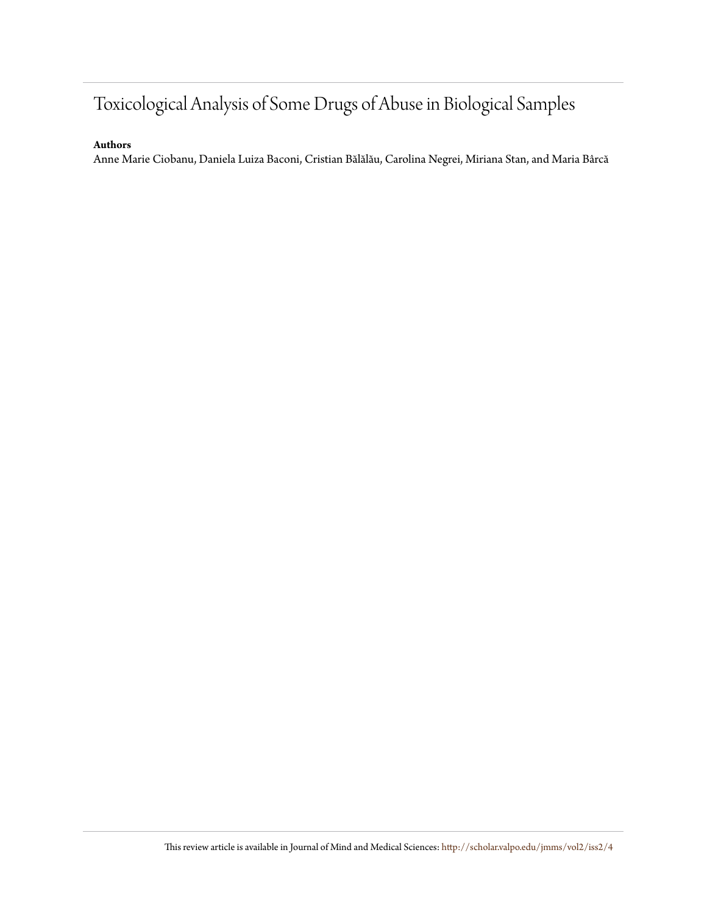# Toxicological Analysis of Some Drugs of Abuse in Biological Samples

**Authors**

Anne Marie Ciobanu, Daniela Luiza Baconi, Cristian Bălălău, Carolina Negrei, Miriana Stan, and Maria Bârcă

This review article is available in Journal of Mind and Medical Sciences: http://scholar.valpo.edu/jmms/vol2/iss2/4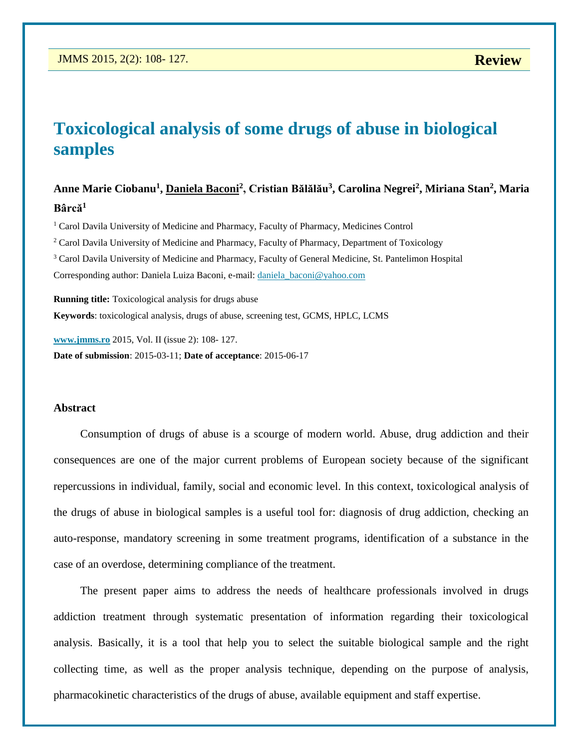# Toxicological analysis of some drugs of abuse in biological samples

**Anne Marie Ciobanu[1], Daniela Baconi[2], Cristian Bălălău[3], Carolina Negrei[2], Miriana Stan[2], Maria Bârcă[1]**

[1] Carol Davila University of Medicine and Pharmacy, Faculty of Pharmacy, Medicines Control

[2] Carol Davila University of Medicine and Pharmacy, Faculty of Pharmacy, Department of Toxicology

[3] Carol Davila University of Medicine and Pharmacy, Faculty of General Medicine, St. Pantelimon Hospital

Corresponding author: Daniela Luiza Baconi, e-mail: daniela_baconi@yahoo.com

**Running title:** Toxicological analysis for drugs abuse

**Keywords**: toxicological analysis, drugs of abuse, screening test, GCMS, HPLC, LCMS

**www.jmms.ro** 2015, Vol. II (issue 2): 108- 127.

**Date of submission**: 2015-03-11; **Date of acceptance**: 2015-06-17

## Abstract

Consumption of drugs of abuse is a scourge of modern world. Abuse, drug addiction and their consequences are one of the major current problems of European society because of the significant repercussions in individual, family, social and economic level. In this context, toxicological analysis of the drugs of abuse in biological samples is a useful tool for: diagnosis of drug addiction, checking an auto-response, mandatory screening in some treatment programs, identification of a substance in the case of an overdose, determining compliance of the treatment.

The present paper aims to address the needs of healthcare professionals involved in drugs addiction treatment through systematic presentation of information regarding their toxicological analysis. Basically, it is a tool that help you to select the suitable biological sample and the right collecting time, as well as the proper analysis technique, depending on the purpose of analysis, pharmacokinetic characteristics of the drugs of abuse, available equipment and staff expertise.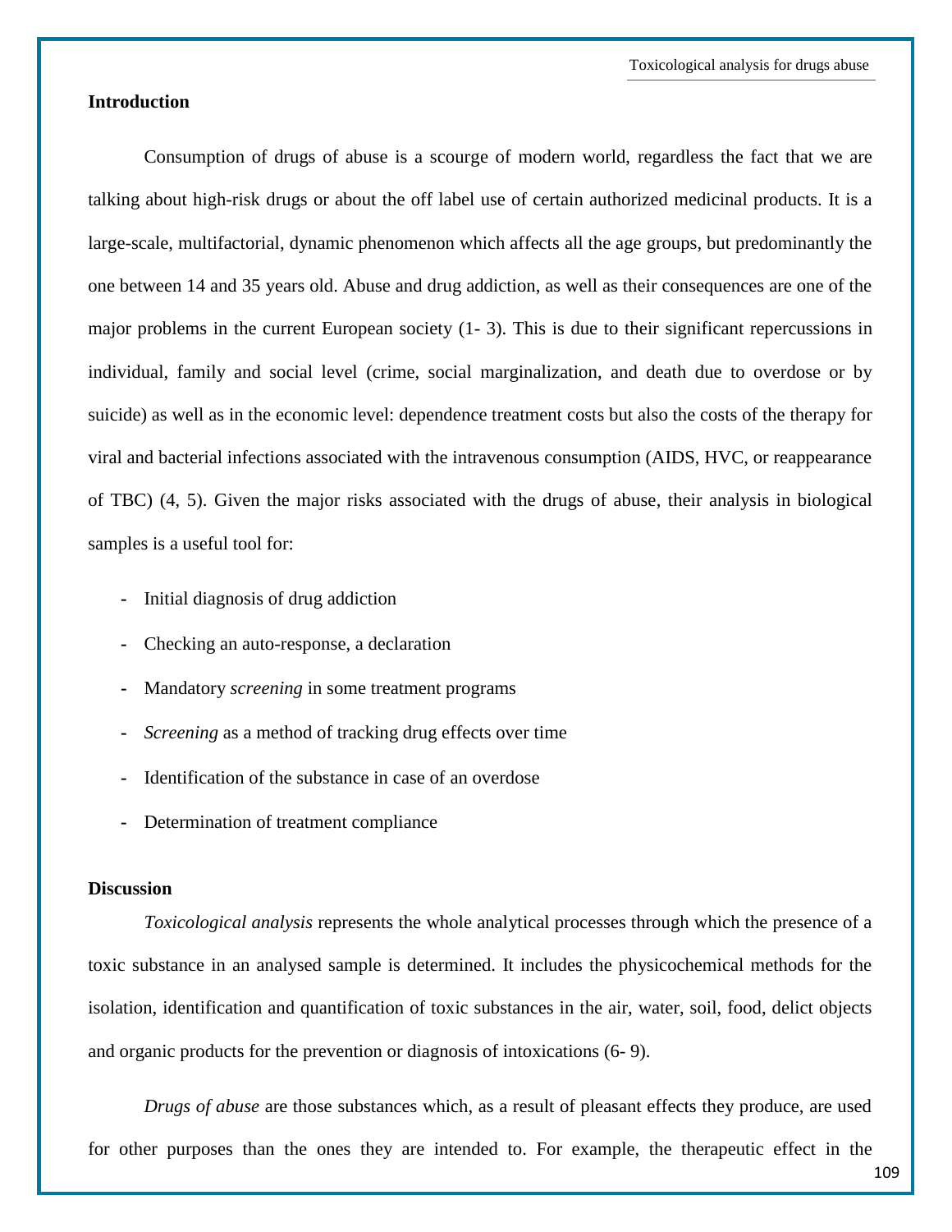## Introduction

Consumption of drugs of abuse is a scourge of modern world, regardless the fact that we are talking about high-risk drugs or about the off label use of certain authorized medicinal products. It is a large-scale, multifactorial, dynamic phenomenon which affects all the age groups, but predominantly the one between 14 and 35 years old. Abuse and drug addiction, as well as their consequences are one of the major problems in the current European society (1- 3). This is due to their significant repercussions in individual, family and social level (crime, social marginalization, and death due to overdose or by suicide) as well as in the economic level: dependence treatment costs but also the costs of the therapy for viral and bacterial infections associated with the intravenous consumption (AIDS, HVC, or reappearance of TBC) (4, 5). Given the major risks associated with the drugs of abuse, their analysis in biological samples is a useful tool for:

- Initial diagnosis of drug addiction
- Checking an auto-response, a declaration
- Mandatory *screening* in some treatment programs
- *Screening* as a method of tracking drug effects over time
- Identification of the substance in case of an overdose
- Determination of treatment compliance

## Discussion

*Toxicological analysis* represents the whole analytical processes through which the presence of a toxic substance in an analysed sample is determined. It includes the physicochemical methods for the isolation, identification and quantification of toxic substances in the air, water, soil, food, delict objects and organic products for the prevention or diagnosis of intoxications (6- 9).

*Drugs of abuse* are those substances which, as a result of pleasant effects they produce, are used for other purposes than the ones they are intended to. For example, the therapeutic effect in the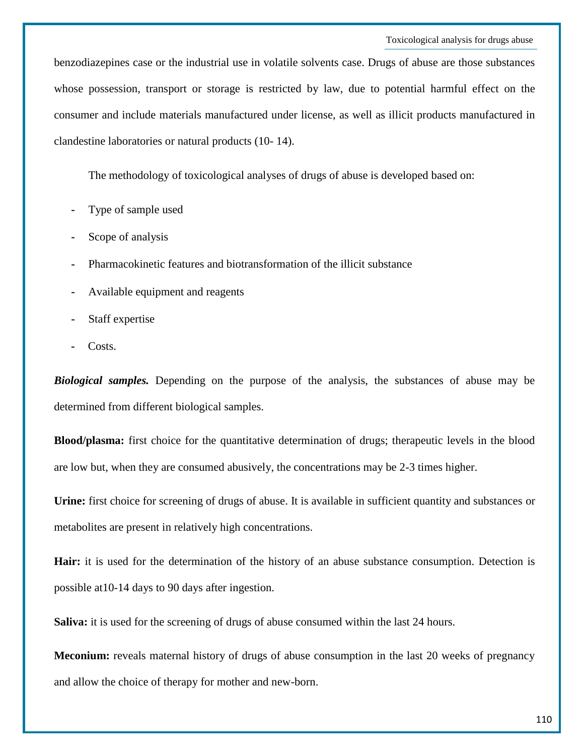benzodiazepines case or the industrial use in volatile solvents case. Drugs of abuse are those substances whose possession, transport or storage is restricted by law, due to potential harmful effect on the consumer and include materials manufactured under license, as well as illicit products manufactured in clandestine laboratories or natural products (10- 14).

The methodology of toxicological analyses of drugs of abuse is developed based on:

- Type of sample used
- Scope of analysis
- Pharmacokinetic features and biotransformation of the illicit substance
- Available equipment and reagents
- Staff expertise
- Costs.

***Biological samples.*** Depending on the purpose of the analysis, the substances of abuse may be determined from different biological samples.

**Blood/plasma:** first choice for the quantitative determination of drugs; therapeutic levels in the blood are low but, when they are consumed abusively, the concentrations may be 2-3 times higher.

**Urine:** first choice for screening of drugs of abuse. It is available in sufficient quantity and substances or metabolites are present in relatively high concentrations.

**Hair:** it is used for the determination of the history of an abuse substance consumption. Detection is possible at10-14 days to 90 days after ingestion.

**Saliva:** it is used for the screening of drugs of abuse consumed within the last 24 hours.

**Meconium:** reveals maternal history of drugs of abuse consumption in the last 20 weeks of pregnancy and allow the choice of therapy for mother and new-born.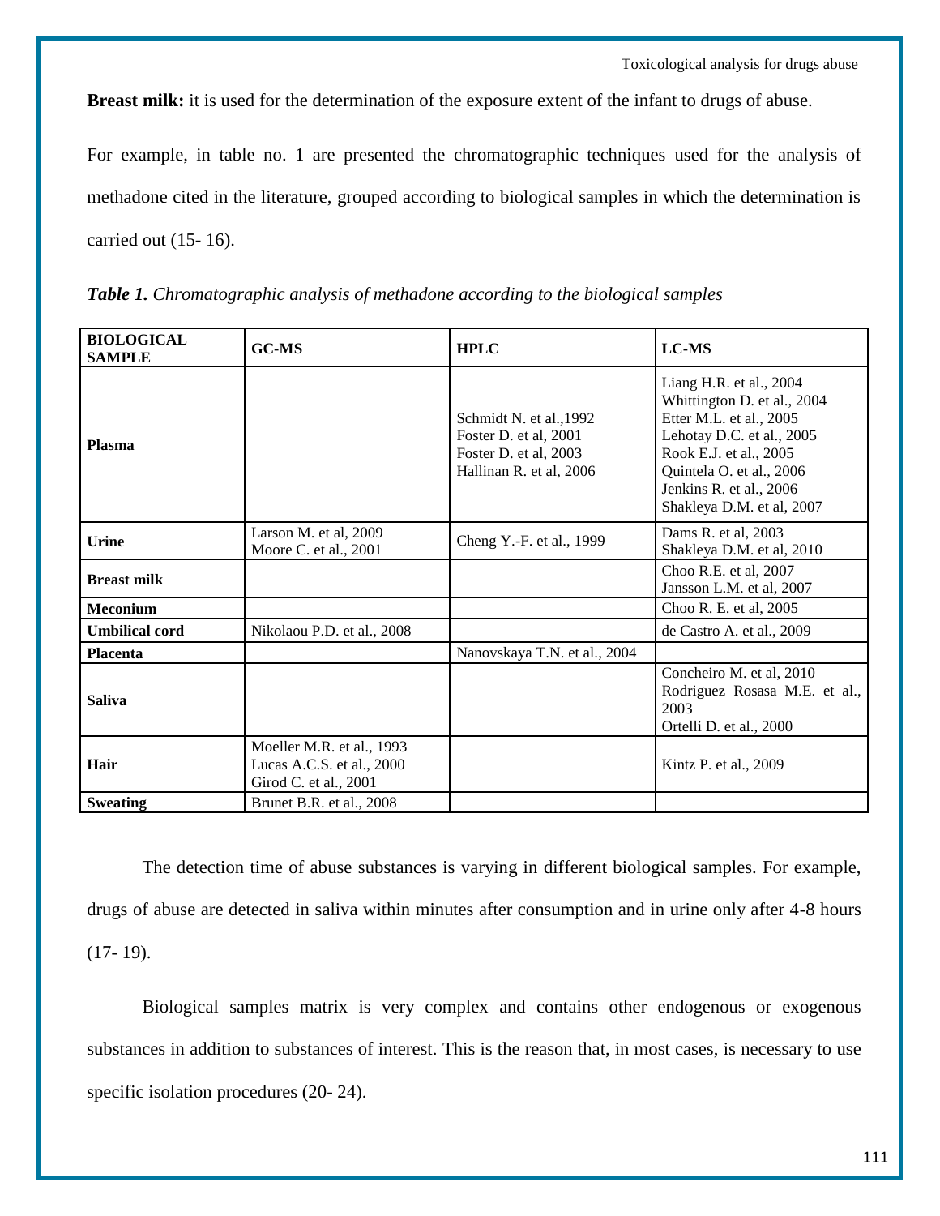**Breast milk:** it is used for the determination of the exposure extent of the infant to drugs of abuse.

For example, in table no. 1 are presented the chromatographic techniques used for the analysis of methadone cited in the literature, grouped according to biological samples in which the determination is carried out (15- 16).

***Table 1.*** *Chromatographic analysis of methadone according to the biological samples*

| BIOLOGICAL SAMPLE | GC-MS | HPLC | LC-MS |
|---|---|---|---|
| **Plasma** | | Schmidt N. et al.,1992<br>Foster D. et al, 2001<br>Foster D. et al, 2003<br>Hallinan R. et al, 2006 | Liang H.R. et al., 2004<br>Whittington D. et al., 2004<br>Etter M.L. et al., 2005<br>Lehotay D.C. et al., 2005<br>Rook E.J. et al., 2005<br>Quintela O. et al., 2006<br>Jenkins R. et al., 2006<br>Shakleya D.M. et al, 2007 |
| **Urine** | Larson M. et al, 2009<br>Moore C. et al., 2001 | Cheng Y.-F. et al., 1999 | Dams R. et al, 2003<br>Shakleya D.M. et al, 2010 |
| **Breast milk** | | | Choo R.E. et al, 2007<br>Jansson L.M. et al, 2007 |
| **Meconium** | | | Choo R. E. et al, 2005 |
| **Umbilical cord** | Nikolaou P.D. et al., 2008 | | de Castro A. et al., 2009 |
| **Placenta** | | Nanovskaya T.N. et al., 2004 | |
| **Saliva** | | | Concheiro M. et al, 2010<br>Rodriguez Rosasa M.E. et al., 2003<br>Ortelli D. et al., 2000 |
| **Hair** | Moeller M.R. et al., 1993<br>Lucas A.C.S. et al., 2000<br>Girod C. et al., 2001 | | Kintz P. et al., 2009 |
| **Sweating** | Brunet B.R. et al., 2008 | | |

The detection time of abuse substances is varying in different biological samples. For example, drugs of abuse are detected in saliva within minutes after consumption and in urine only after 4-8 hours (17- 19).

Biological samples matrix is very complex and contains other endogenous or exogenous substances in addition to substances of interest. This is the reason that, in most cases, is necessary to use specific isolation procedures (20- 24).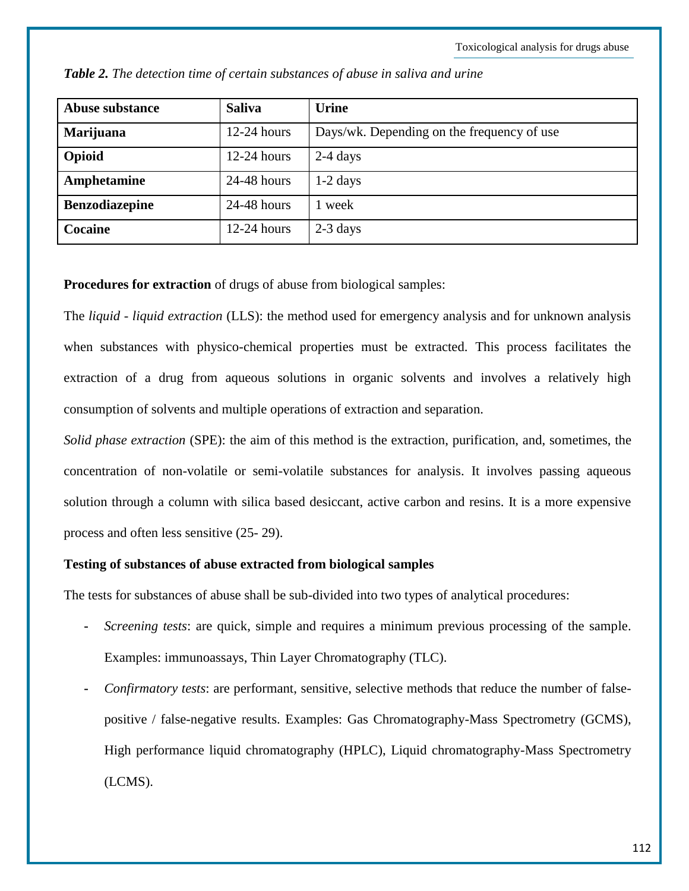***Table 2.*** *The detection time of certain substances of abuse in saliva and urine*

| Abuse substance | Saliva | Urine |
|---|---|---|
| **Marijuana** | 12-24 hours | Days/wk. Depending on the frequency of use |
| **Opioid** | 12-24 hours | 2-4 days |
| **Amphetamine** | 24-48 hours | 1-2 days |
| **Benzodiazepine** | 24-48 hours | 1 week |
| **Cocaine** | 12-24 hours | 2-3 days |

**Procedures for extraction** of drugs of abuse from biological samples:

The *liquid - liquid extraction* (LLS): the method used for emergency analysis and for unknown analysis when substances with physico-chemical properties must be extracted. This process facilitates the extraction of a drug from aqueous solutions in organic solvents and involves a relatively high consumption of solvents and multiple operations of extraction and separation.

*Solid phase extraction* (SPE): the aim of this method is the extraction, purification, and, sometimes, the concentration of non-volatile or semi-volatile substances for analysis. It involves passing aqueous solution through a column with silica based desiccant, active carbon and resins. It is a more expensive process and often less sensitive (25- 29).

**Testing of substances of abuse extracted from biological samples**

The tests for substances of abuse shall be sub-divided into two types of analytical procedures:

- *Screening tests*: are quick, simple and requires a minimum previous processing of the sample. Examples: immunoassays, Thin Layer Chromatography (TLC).
- *Confirmatory tests*: are performant, sensitive, selective methods that reduce the number of false-positive / false-negative results. Examples: Gas Chromatography-Mass Spectrometry (GCMS), High performance liquid chromatography (HPLC), Liquid chromatography-Mass Spectrometry (LCMS).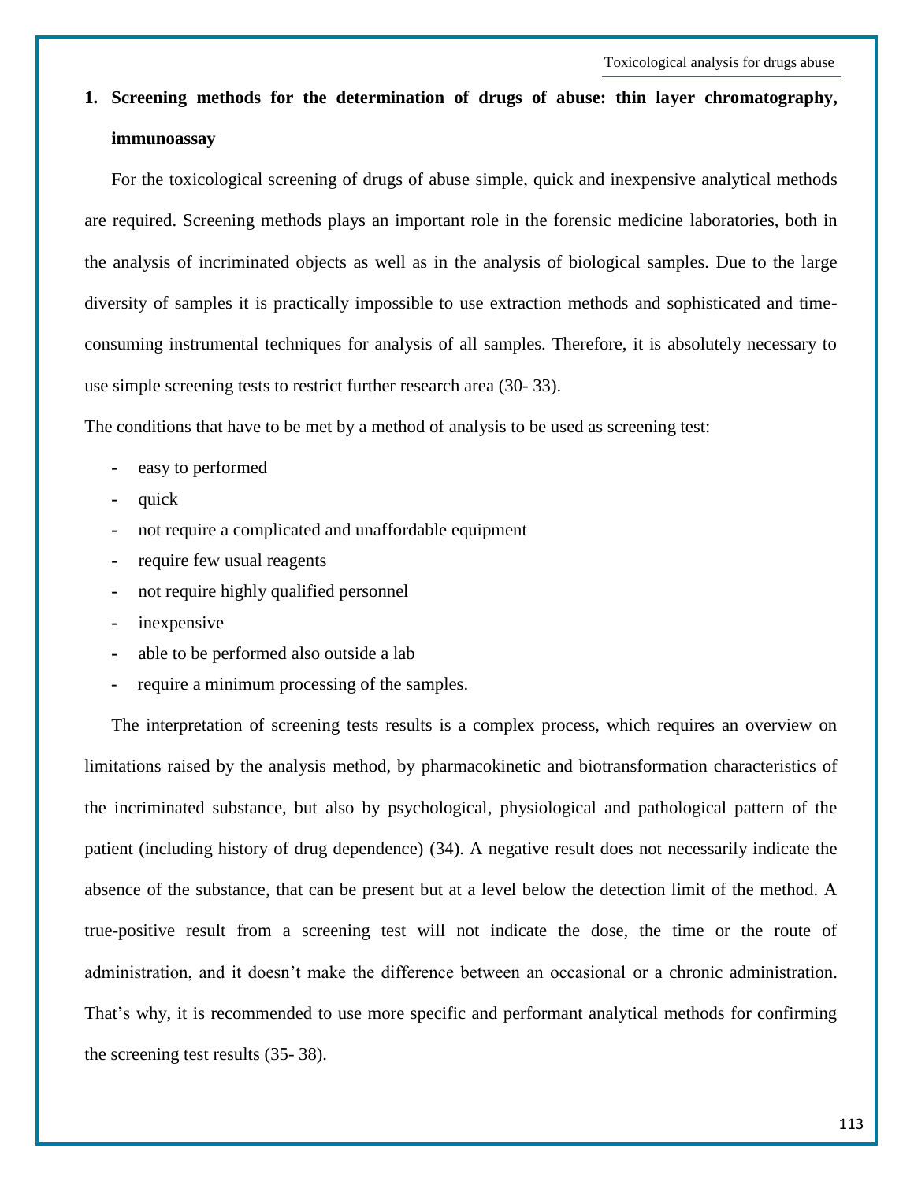## 1. Screening methods for the determination of drugs of abuse: thin layer chromatography, immunoassay

For the toxicological screening of drugs of abuse simple, quick and inexpensive analytical methods are required. Screening methods plays an important role in the forensic medicine laboratories, both in the analysis of incriminated objects as well as in the analysis of biological samples. Due to the large diversity of samples it is practically impossible to use extraction methods and sophisticated and time-consuming instrumental techniques for analysis of all samples. Therefore, it is absolutely necessary to use simple screening tests to restrict further research area (30- 33).

The conditions that have to be met by a method of analysis to be used as screening test:

- easy to performed
- quick
- not require a complicated and unaffordable equipment
- require few usual reagents
- not require highly qualified personnel
- inexpensive
- able to be performed also outside a lab
- require a minimum processing of the samples.

The interpretation of screening tests results is a complex process, which requires an overview on limitations raised by the analysis method, by pharmacokinetic and biotransformation characteristics of the incriminated substance, but also by psychological, physiological and pathological pattern of the patient (including history of drug dependence) (34). A negative result does not necessarily indicate the absence of the substance, that can be present but at a level below the detection limit of the method. A true-positive result from a screening test will not indicate the dose, the time or the route of administration, and it doesn't make the difference between an occasional or a chronic administration. That's why, it is recommended to use more specific and performant analytical methods for confirming the screening test results (35- 38).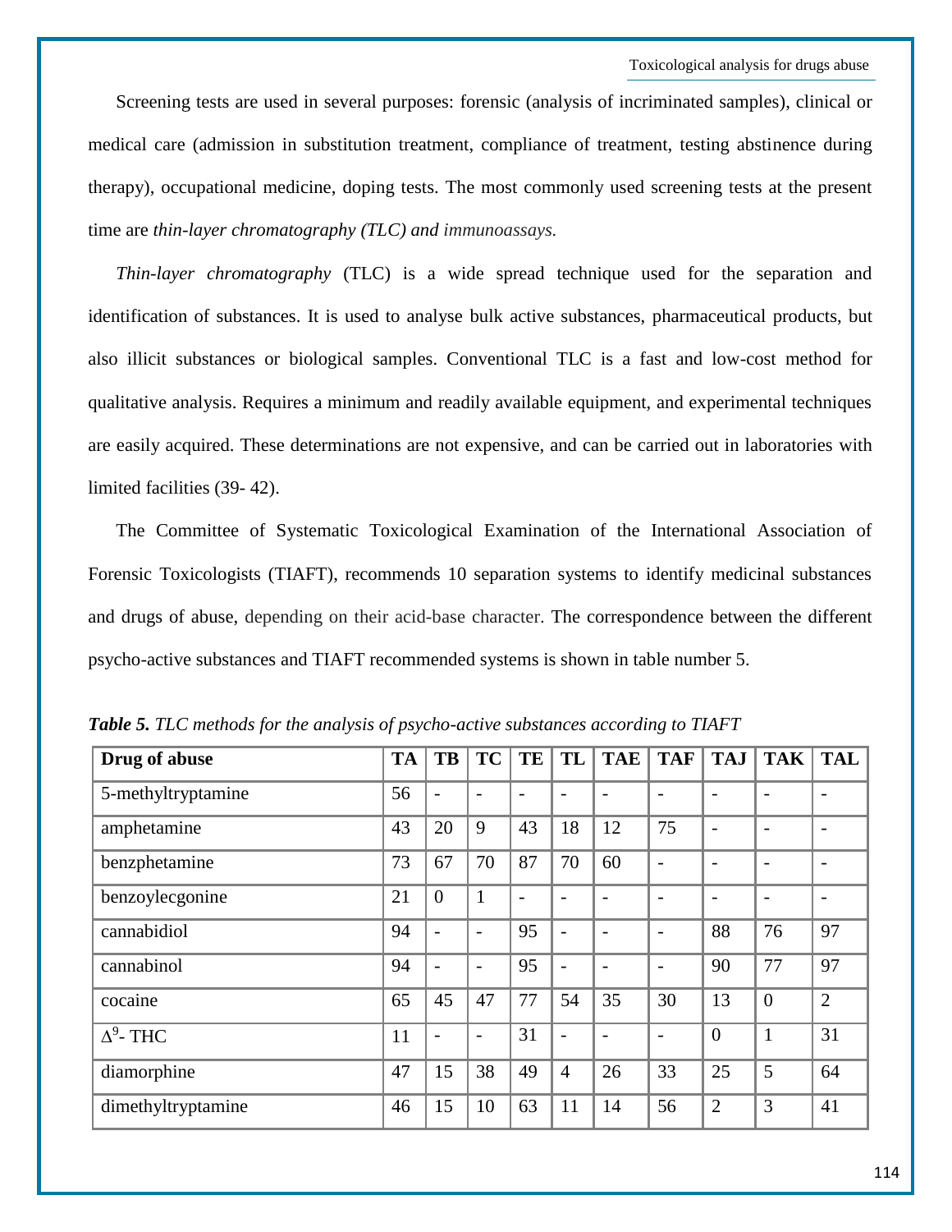Screening tests are used in several purposes: forensic (analysis of incriminated samples), clinical or medical care (admission in substitution treatment, compliance of treatment, testing abstinence during therapy), occupational medicine, doping tests. The most commonly used screening tests at the present time are *thin-layer chromatography (TLC) and immunoassays.*

*Thin-layer chromatography* (TLC) is a wide spread technique used for the separation and identification of substances. It is used to analyse bulk active substances, pharmaceutical products, but also illicit substances or biological samples. Conventional TLC is a fast and low-cost method for qualitative analysis. Requires a minimum and readily available equipment, and experimental techniques are easily acquired. These determinations are not expensive, and can be carried out in laboratories with limited facilities (39- 42).

The Committee of Systematic Toxicological Examination of the International Association of Forensic Toxicologists (TIAFT), recommends 10 separation systems to identify medicinal substances and drugs of abuse, depending on their acid-base character. The correspondence between the different psycho-active substances and TIAFT recommended systems is shown in table number 5.

***Table 5.*** *TLC methods for the analysis of psycho-active substances according to TIAFT*

| Drug of abuse | TA | TB | TC | TE | TL | TAE | TAF | TAJ | TAK | TAL |
|---|---|---|---|---|---|---|---|---|---|---|
| 5-methyltryptamine | 56 | - | - | - | - | - | - | - | - | - |
| amphetamine | 43 | 20 | 9 | 43 | 18 | 12 | 75 | - | - | - |
| benzphetamine | 73 | 67 | 70 | 87 | 70 | 60 | - | - | - | - |
| benzoylecgonine | 21 | 0 | 1 | - | - | - | - | - | - | - |
| cannabidiol | 94 | - | - | 95 | - | - | - | 88 | 76 | 97 |
| cannabinol | 94 | - | - | 95 | - | - | - | 90 | 77 | 97 |
| cocaine | 65 | 45 | 47 | 77 | 54 | 35 | 30 | 13 | 0 | 2 |
| $\Delta^9$- THC | 11 | - | - | 31 | - | - | - | 0 | 1 | 31 |
| diamorphine | 47 | 15 | 38 | 49 | 4 | 26 | 33 | 25 | 5 | 64 |
| dimethyltryptamine | 46 | 15 | 10 | 63 | 11 | 14 | 56 | 2 | 3 | 41 |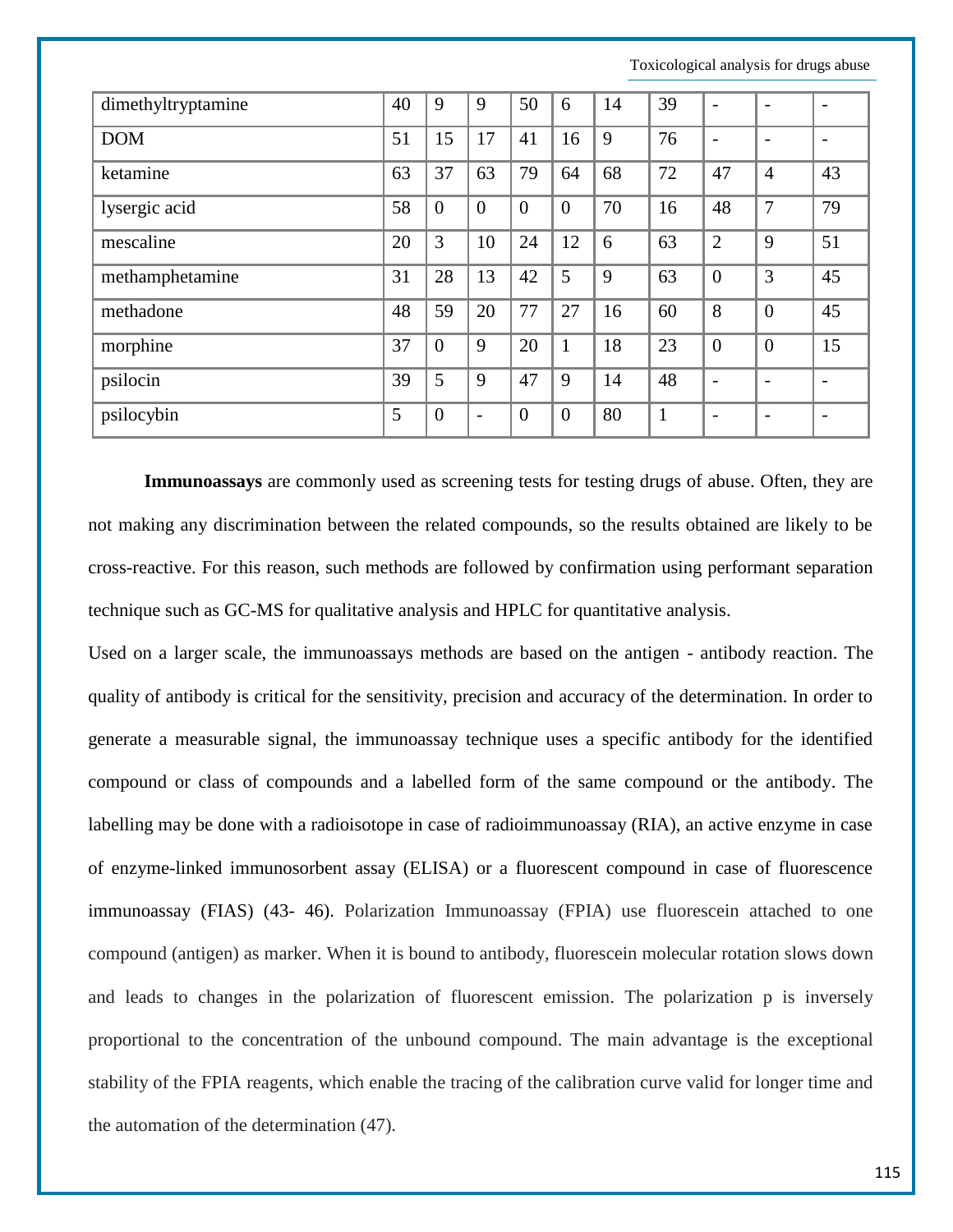| | | | | | | | | | | |
|---|---|---|---|---|---|---|---|---|---|---|
| dimethyltryptamine | 40 | 9 | 9 | 50 | 6 | 14 | 39 | - | - | - |
| DOM | 51 | 15 | 17 | 41 | 16 | 9 | 76 | - | - | - |
| ketamine | 63 | 37 | 63 | 79 | 64 | 68 | 72 | 47 | 4 | 43 |
| lysergic acid | 58 | 0 | 0 | 0 | 0 | 70 | 16 | 48 | 7 | 79 |
| mescaline | 20 | 3 | 10 | 24 | 12 | 6 | 63 | 2 | 9 | 51 |
| methamphetamine | 31 | 28 | 13 | 42 | 5 | 9 | 63 | 0 | 3 | 45 |
| methadone | 48 | 59 | 20 | 77 | 27 | 16 | 60 | 8 | 0 | 45 |
| morphine | 37 | 0 | 9 | 20 | 1 | 18 | 23 | 0 | 0 | 15 |
| psilocin | 39 | 5 | 9 | 47 | 9 | 14 | 48 | - | - | - |
| psilocybin | 5 | 0 | - | 0 | 0 | 80 | 1 | - | - | - |

**Immunoassays** are commonly used as screening tests for testing drugs of abuse. Often, they are not making any discrimination between the related compounds, so the results obtained are likely to be cross-reactive. For this reason, such methods are followed by confirmation using performant separation technique such as GC-MS for qualitative analysis and HPLC for quantitative analysis.

Used on a larger scale, the immunoassays methods are based on the antigen - antibody reaction. The quality of antibody is critical for the sensitivity, precision and accuracy of the determination. In order to generate a measurable signal, the immunoassay technique uses a specific antibody for the identified compound or class of compounds and a labelled form of the same compound or the antibody. The labelling may be done with a radioisotope in case of radioimmunoassay (RIA), an active enzyme in case of enzyme-linked immunosorbent assay (ELISA) or a fluorescent compound in case of fluorescence immunoassay (FIAS) (43- 46). Polarization Immunoassay (FPIA) use fluorescein attached to one compound (antigen) as marker. When it is bound to antibody, fluorescein molecular rotation slows down and leads to changes in the polarization of fluorescent emission. The polarization p is inversely proportional to the concentration of the unbound compound. The main advantage is the exceptional stability of the FPIA reagents, which enable the tracing of the calibration curve valid for longer time and the automation of the determination (47).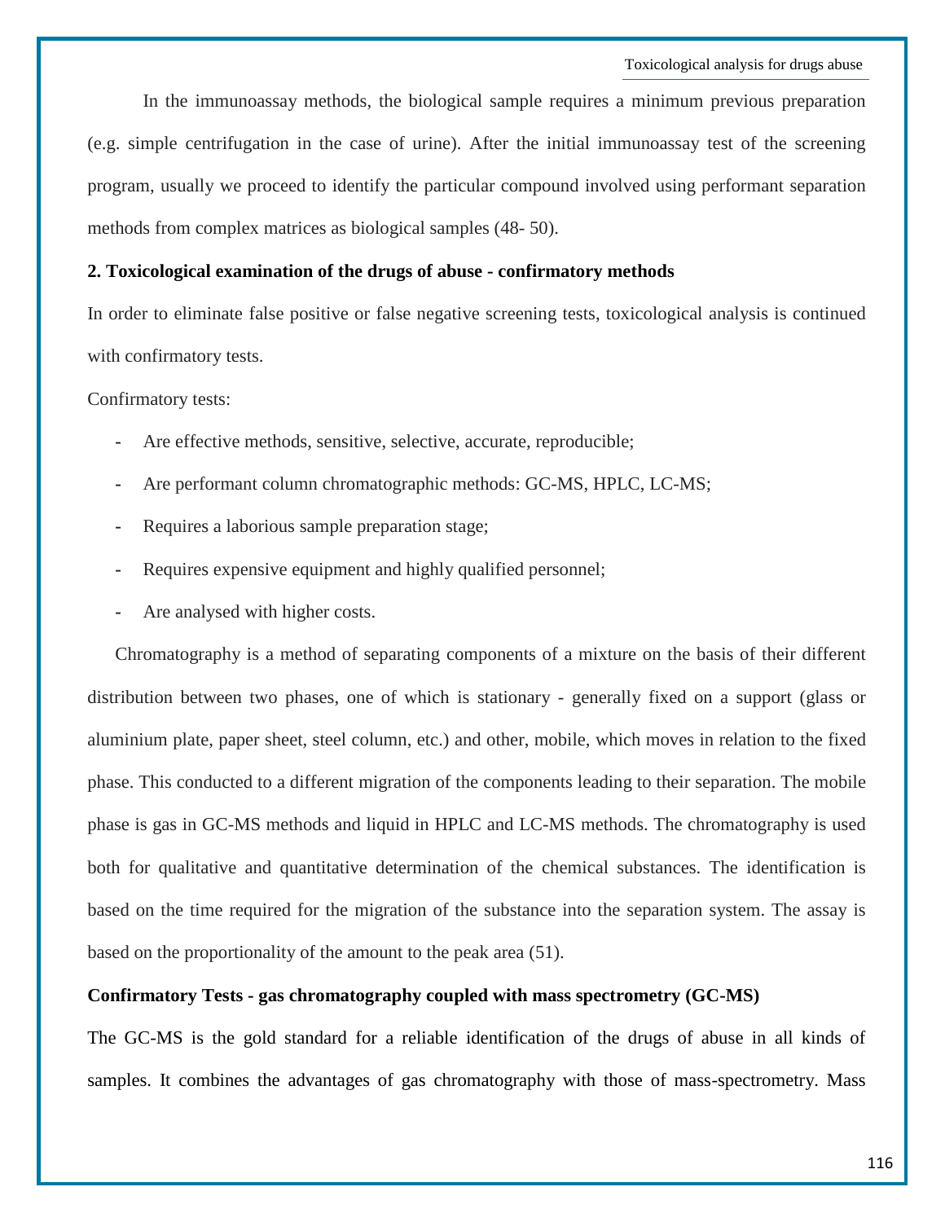In the immunoassay methods, the biological sample requires a minimum previous preparation (e.g. simple centrifugation in the case of urine). After the initial immunoassay test of the screening program, usually we proceed to identify the particular compound involved using performant separation methods from complex matrices as biological samples (48- 50).

**2. Toxicological examination of the drugs of abuse - confirmatory methods**

In order to eliminate false positive or false negative screening tests, toxicological analysis is continued with confirmatory tests.

Confirmatory tests:

- Are effective methods, sensitive, selective, accurate, reproducible;
- Are performant column chromatographic methods: GC-MS, HPLC, LC-MS;
- Requires a laborious sample preparation stage;
- Requires expensive equipment and highly qualified personnel;
- Are analysed with higher costs.

Chromatography is a method of separating components of a mixture on the basis of their different distribution between two phases, one of which is stationary - generally fixed on a support (glass or aluminium plate, paper sheet, steel column, etc.) and other, mobile, which moves in relation to the fixed phase. This conducted to a different migration of the components leading to their separation. The mobile phase is gas in GC-MS methods and liquid in HPLC and LC-MS methods. The chromatography is used both for qualitative and quantitative determination of the chemical substances. The identification is based on the time required for the migration of the substance into the separation system. The assay is based on the proportionality of the amount to the peak area (51).

**Confirmatory Tests - gas chromatography coupled with mass spectrometry (GC-MS)**

The GC-MS is the gold standard for a reliable identification of the drugs of abuse in all kinds of samples. It combines the advantages of gas chromatography with those of mass-spectrometry. Mass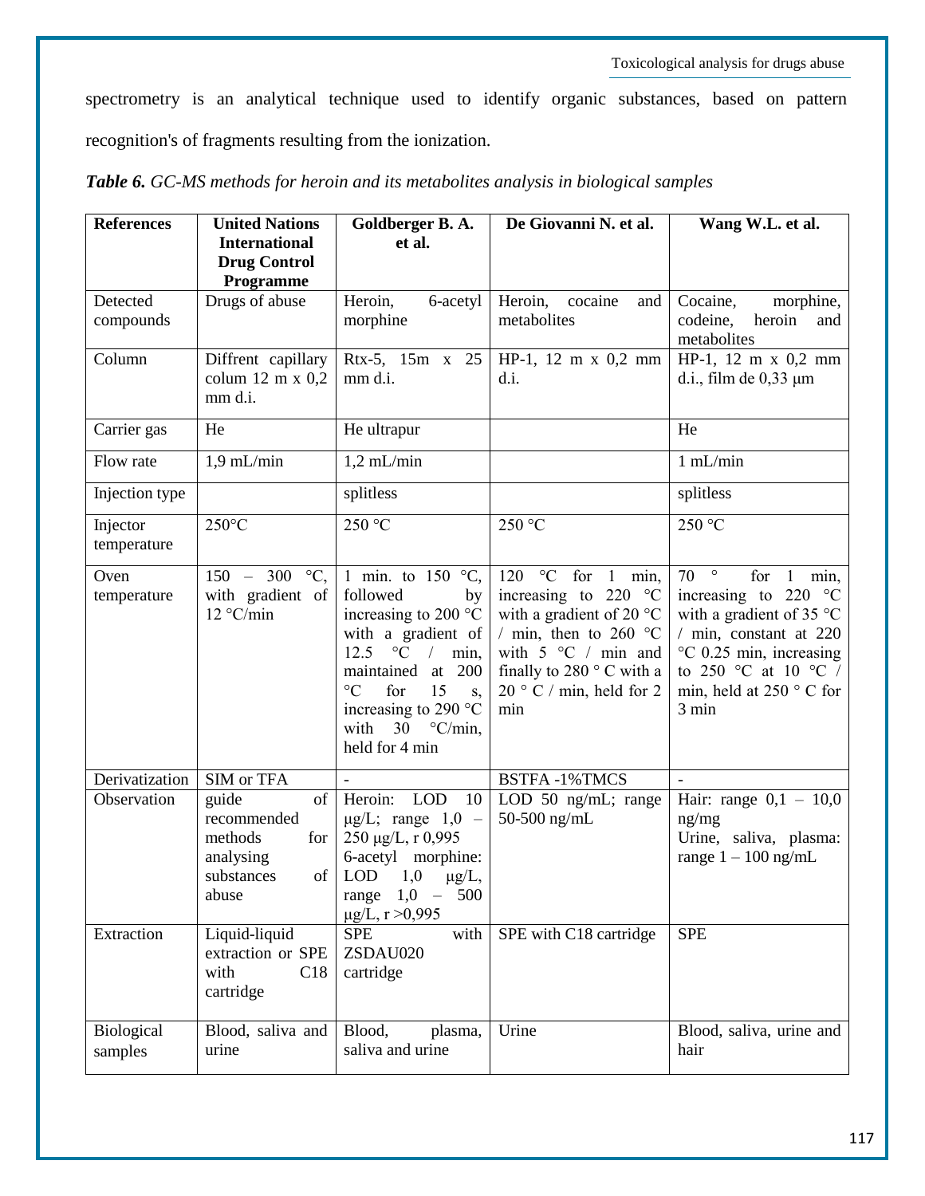spectrometry is an analytical technique used to identify organic substances, based on pattern recognition's of fragments resulting from the ionization.

***Table 6.*** *GC-MS methods for heroin and its metabolites analysis in biological samples*

| **References** | **United Nations International Drug Control Programme** | **Goldberger B. A. et al.** | **De Giovanni N. et al.** | **Wang W.L. et al.** |
|---|---|---|---|---|
| Detected compounds | Drugs of abuse | Heroin, 6-acetyl morphine | Heroin, cocaine and metabolites | Cocaine, morphine, codeine, heroin and metabolites |
| Column | Diffrent capillary colum 12 m x 0,2 mm d.i. | Rtx-5, 15m x 25 mm d.i. | HP-1, 12 m x 0,2 mm d.i. | HP-1, 12 m x 0,2 mm d.i., film de 0,33 μm |
| Carrier gas | He | He ultrapur | | He |
| Flow rate | 1,9 mL/min | 1,2 mL/min | | 1 mL/min |
| Injection type | | splitless | | splitless |
| Injector temperature | 250°C | 250 °C | 250 °C | 250 °C |
| Oven temperature | 150 – 300 °C, with gradient of 12 °C/min | 1 min. to 150 °C, followed by increasing to 200 °C with a gradient of 12.5 °C / min, maintained at 200 °C for 15 s, increasing to 290 °C with 30 °C/min, held for 4 min | 120 °C for 1 min, increasing to 220 °C with a gradient of 20 °C / min, then to 260 °C with 5 °C / min and finally to 280 ° C with a 20 ° C / min, held for 2 min | 70 ° for 1 min, increasing to 220 °C with a gradient of 35 °C / min, constant at 220 °C 0.25 min, increasing to 250 °C at 10 °C / min, held at 250 ° C for 3 min |
| Derivatization | SIM or TFA | - | BSTFA -1%TMCS | - |
| Observation | guide of recommended methods for analysing substances of abuse | Heroin: LOD 10 μg/L; range 1,0 – 250 μg/L, r 0,995 6-acetyl morphine: LOD 1,0 μg/L, range 1,0 – 500 μg/L, r >0,995 | LOD 50 ng/mL; range 50-500 ng/mL | Hair: range 0,1 – 10,0 ng/mg Urine, saliva, plasma: range 1 – 100 ng/mL |
| Extraction | Liquid-liquid extraction or SPE with C18 cartridge | SPE with ZSDAU020 cartridge | SPE with C18 cartridge | SPE |
| Biological samples | Blood, saliva and urine | Blood, plasma, saliva and urine | Urine | Blood, saliva, urine and hair |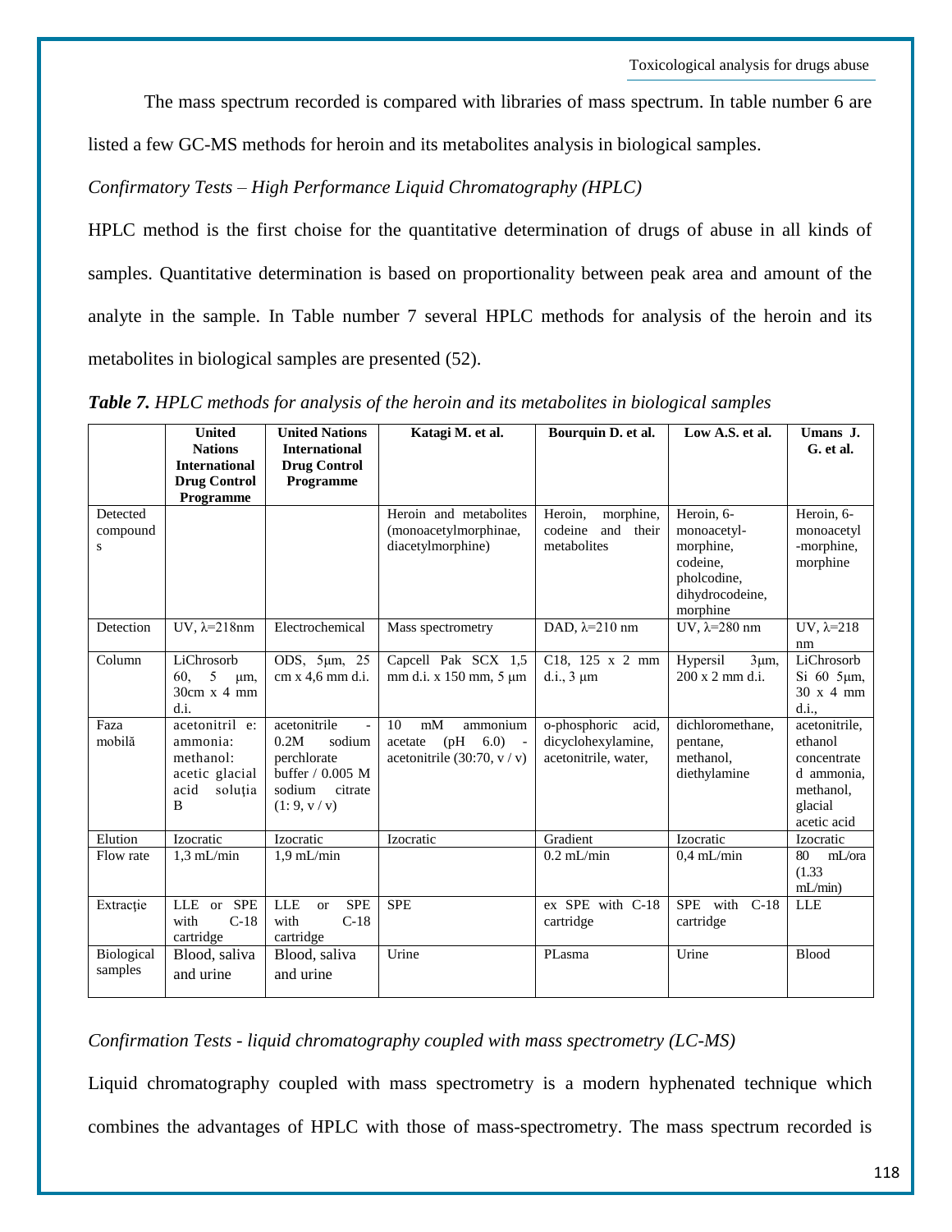The mass spectrum recorded is compared with libraries of mass spectrum. In table number 6 are listed a few GC-MS methods for heroin and its metabolites analysis in biological samples.

*Confirmatory Tests – High Performance Liquid Chromatography (HPLC)*

HPLC method is the first choise for the quantitative determination of drugs of abuse in all kinds of samples. Quantitative determination is based on proportionality between peak area and amount of the analyte in the sample. In Table number 7 several HPLC methods for analysis of the heroin and its metabolites in biological samples are presented (52).

***Table 7.*** *HPLC methods for analysis of the heroin and its metabolites in biological samples*

| | **United Nations International Drug Control Programme** | **United Nations International Drug Control Programme** | **Katagi M. et al.** | **Bourquin D. et al.** | **Low A.S. et al.** | **Umans J. G. et al.** |
|---|---|---|---|---|---|---|
| Detected compounds | | | Heroin and metabolites (monoacetylmorphinae, diacetylmorphine) | Heroin, morphine, codeine and their metabolites | Heroin, 6-monoacetyl-morphine, codeine, pholcodine, dihydrocodeine, morphine | Heroin, 6-monoacetyl-morphine, morphine |
| Detection | UV, λ=218nm | Electrochemical | Mass spectrometry | DAD, λ=210 nm | UV, λ=280 nm | UV, λ=218 nm |
| Column | LiChrosorb 60, 5 μm, 30cm x 4 mm d.i. | ODS, 5μm, 25 cm x 4,6 mm d.i. | Capcell Pak SCX 1,5 mm d.i. x 150 mm, 5 μm | C18, 125 x 2 mm d.i., 3 μm | Hypersil 3μm, 200 x 2 mm d.i. | LiChrosorb Si 60 5μm, 30 x 4 mm d.i., |
| Faza mobilă | acetonitril e: ammonia: methanol: acetic glacial acid soluția B | acetonitrile - 0.2M sodium perchlorate buffer / 0.005 M sodium citrate (1: 9, v / v) | 10 mM ammonium acetate (pH 6.0) - acetonitrile (30:70, v / v) | o-phosphoric acid, dicyclohexylamine, acetonitrile, water, | dichloromethane, pentane, methanol, diethylamine | acetonitrile, ethanol concentrated ammonia, methanol, glacial acetic acid |
| Elution | Izocratic | Izocratic | Izocratic | Gradient | Izocratic | Izocratic |
| Flow rate | 1,3 mL/min | 1,9 mL/min | | 0.2 mL/min | 0,4 mL/min | 80 mL/ora (1.33 mL/min) |
| Extracție | LLE or SPE with C-18 cartridge | LLE or SPE with C-18 cartridge | SPE | ex SPE with C-18 cartridge | SPE with C-18 cartridge | LLE |
| Biological samples | Blood, saliva and urine | Blood, saliva and urine | Urine | PLasma | Urine | Blood |

*Confirmation Tests - liquid chromatography coupled with mass spectrometry (LC-MS)*

Liquid chromatography coupled with mass spectrometry is a modern hyphenated technique which combines the advantages of HPLC with those of mass-spectrometry. The mass spectrum recorded is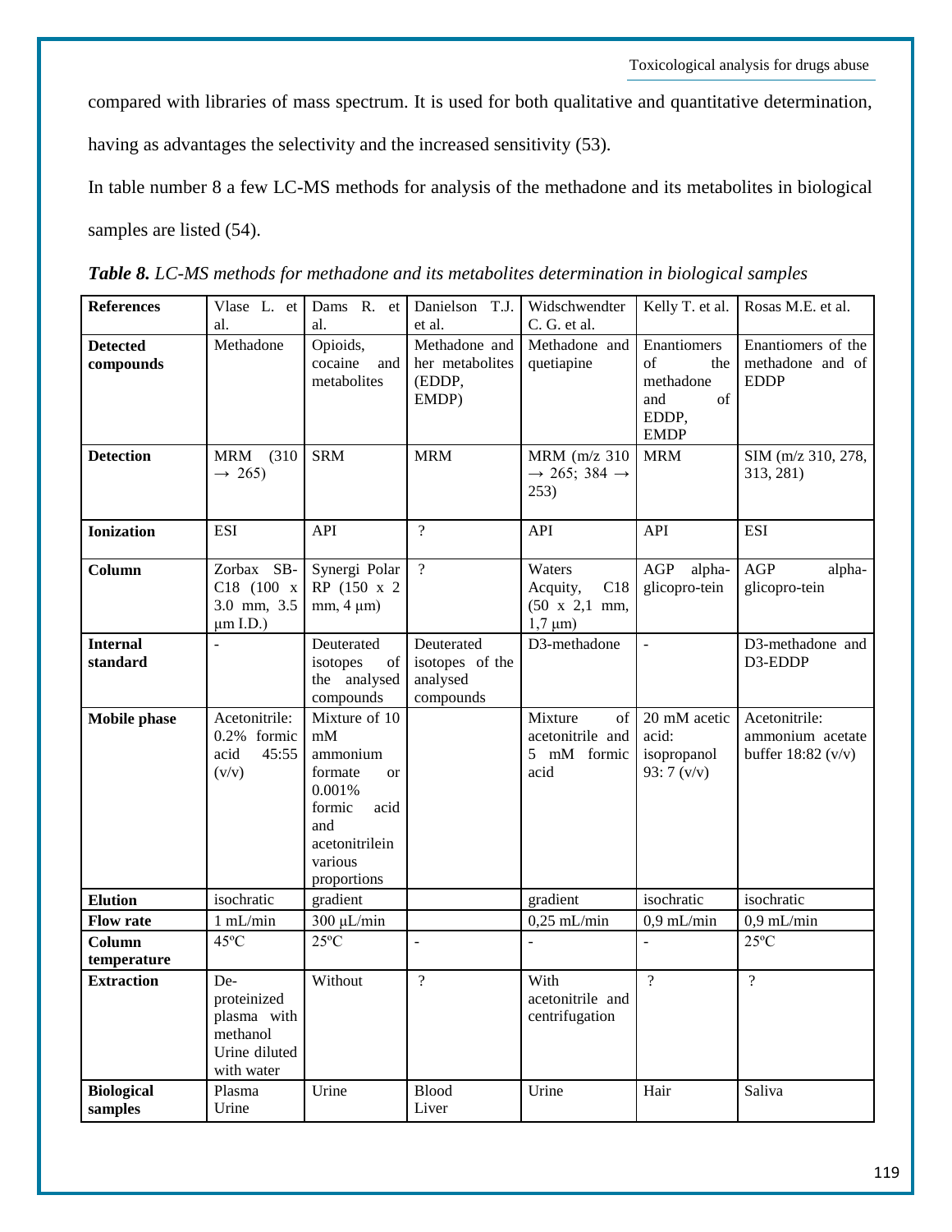compared with libraries of mass spectrum. It is used for both qualitative and quantitative determination, having as advantages the selectivity and the increased sensitivity (53).

In table number 8 a few LC-MS methods for analysis of the methadone and its metabolites in biological samples are listed (54).

***Table 8.*** *LC-MS methods for methadone and its metabolites determination in biological samples*

| **References** | Vlase L. et al. | Dams R. et al. | Danielson T.J. et al. | Widschwendter C. G. et al. | Kelly T. et al. | Rosas M.E. et al. |
|---|---|---|---|---|---|---|
| **Detected compounds** | Methadone | Opioids, cocaine and metabolites | Methadone and her metabolites (EDDP, EMDP) | Methadone and quetiapine | Enantiomers of the methadone and of EDDP, EMDP | Enantiomers of the methadone and of EDDP |
| **Detection** | MRM (310 → 265) | SRM | MRM | MRM (m/z 310 → 265; 384 → 253) | MRM | SIM (m/z 310, 278, 313, 281) |
| **Ionization** | ESI | API | ? | API | API | ESI |
| **Column** | Zorbax SB-C18 (100 x 3.0 mm, 3.5 μm I.D.) | Synergi Polar RP (150 x 2 mm, 4 μm) | ? | Waters Acquity, C18 (50 x 2,1 mm, 1,7 μm) | AGP alpha-glicopro-tein | AGP alpha-glicopro-tein |
| **Internal standard** | - | Deuterated isotopes of the analysed compounds | Deuterated isotopes of the analysed compounds | D3-methadone | - | D3-methadone and D3-EDDP |
| **Mobile phase** | Acetonitrile: 0.2% formic acid 45:55 (v/v) | Mixture of 10 mM ammonium formate or 0.001% formic acid and acetonitrilein various proportions | | Mixture of acetonitrile and 5 mM formic acid | 20 mM acetic acid: isopropanol 93: 7 (v/v) | Acetonitrile: ammonium acetate buffer 18:82 (v/v) |
| **Elution** | isochratic | gradient | | gradient | isochratic | isochratic |
| **Flow rate** | 1 mL/min | 300 μL/min | | 0,25 mL/min | 0,9 mL/min | 0,9 mL/min |
| **Column temperature** | 45ºC | 25ºC | - | - | - | 25ºC |
| **Extraction** | De-proteinized plasma with methanol Urine diluted with water | Without | ? | With acetonitrile and centrifugation | ? | ? |
| **Biological samples** | Plasma Urine | Urine | Blood Liver | Urine | Hair | Saliva |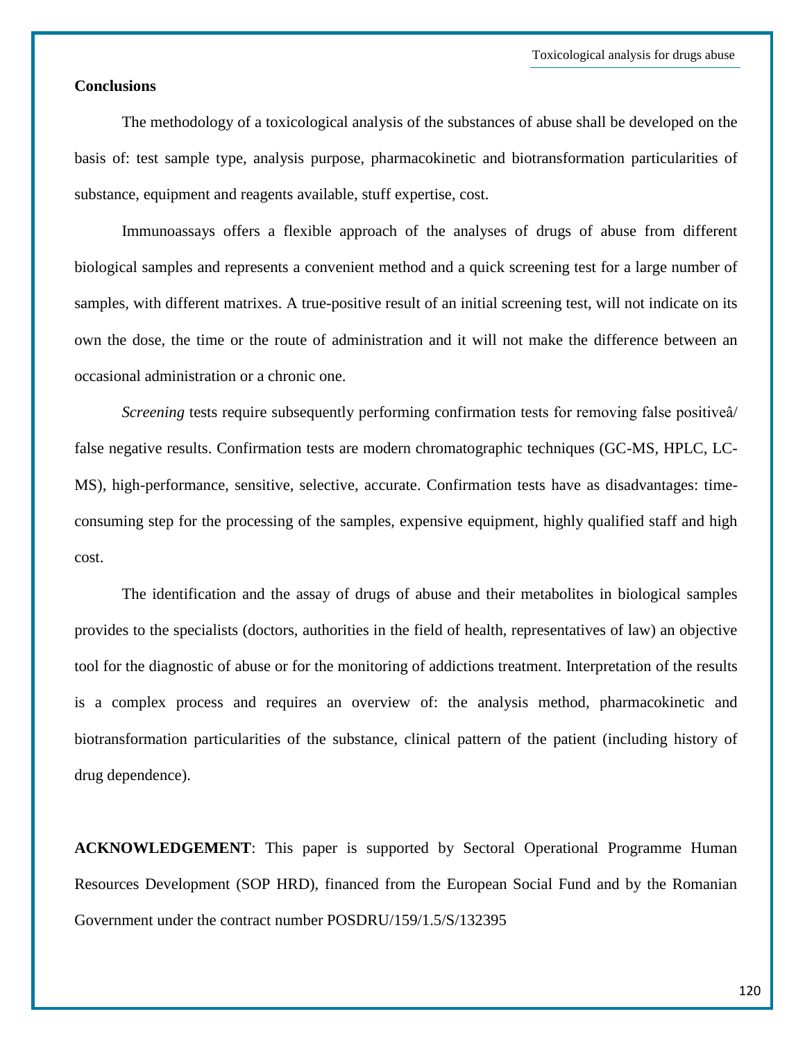**Conclusions**

The methodology of a toxicological analysis of the substances of abuse shall be developed on the basis of: test sample type, analysis purpose, pharmacokinetic and biotransformation particularities of substance, equipment and reagents available, stuff expertise, cost.

Immunoassays offers a flexible approach of the analyses of drugs of abuse from different biological samples and represents a convenient method and a quick screening test for a large number of samples, with different matrixes. A true-positive result of an initial screening test, will not indicate on its own the dose, the time or the route of administration and it will not make the difference between an occasional administration or a chronic one.

*Screening* tests require subsequently performing confirmation tests for removing false positiveâ/ false negative results. Confirmation tests are modern chromatographic techniques (GC-MS, HPLC, LC-MS), high-performance, sensitive, selective, accurate. Confirmation tests have as disadvantages: time-consuming step for the processing of the samples, expensive equipment, highly qualified staff and high cost.

The identification and the assay of drugs of abuse and their metabolites in biological samples provides to the specialists (doctors, authorities in the field of health, representatives of law) an objective tool for the diagnostic of abuse or for the monitoring of addictions treatment. Interpretation of the results is a complex process and requires an overview of: the analysis method, pharmacokinetic and biotransformation particularities of the substance, clinical pattern of the patient (including history of drug dependence).

**ACKNOWLEDGEMENT**: This paper is supported by Sectoral Operational Programme Human Resources Development (SOP HRD), financed from the European Social Fund and by the Romanian Government under the contract number POSDRU/159/1.5/S/132395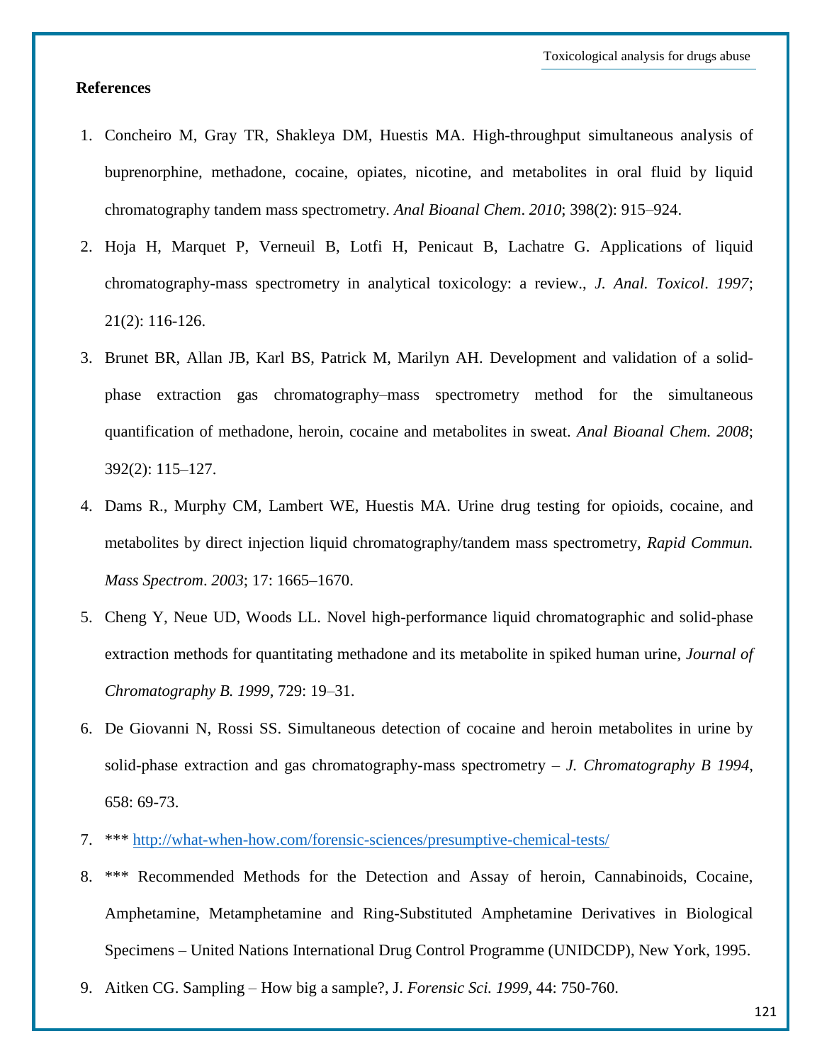**References**

1. Concheiro M, Gray TR, Shakleya DM, Huestis MA. High-throughput simultaneous analysis of buprenorphine, methadone, cocaine, opiates, nicotine, and metabolites in oral fluid by liquid chromatography tandem mass spectrometry. *Anal Bioanal Chem*. *2010*; 398(2): 915–924.
2. Hoja H, Marquet P, Verneuil B, Lotfi H, Penicaut B, Lachatre G. Applications of liquid chromatography-mass spectrometry in analytical toxicology: a review., *J. Anal. Toxicol*. *1997*; 21(2): 116-126.
3. Brunet BR, Allan JB, Karl BS, Patrick M, Marilyn AH. Development and validation of a solid-phase extraction gas chromatography–mass spectrometry method for the simultaneous quantification of methadone, heroin, cocaine and metabolites in sweat. *Anal Bioanal Chem. 2008*; 392(2): 115–127.
4. Dams R., Murphy CM, Lambert WE, Huestis MA. Urine drug testing for opioids, cocaine, and metabolites by direct injection liquid chromatography/tandem mass spectrometry, *Rapid Commun. Mass Spectrom*. *2003*; 17: 1665–1670.
5. Cheng Y, Neue UD, Woods LL. Novel high-performance liquid chromatographic and solid-phase extraction methods for quantitating methadone and its metabolite in spiked human urine, *Journal of Chromatography B. 1999*, 729: 19–31.
6. De Giovanni N, Rossi SS. Simultaneous detection of cocaine and heroin metabolites in urine by solid-phase extraction and gas chromatography-mass spectrometry – *J. Chromatography B 1994*, 658: 69-73.
7. *** http://what-when-how.com/forensic-sciences/presumptive-chemical-tests/
8. *** Recommended Methods for the Detection and Assay of heroin, Cannabinoids, Cocaine, Amphetamine, Metamphetamine and Ring-Substituted Amphetamine Derivatives in Biological Specimens – United Nations International Drug Control Programme (UNIDCDP), New York, 1995.
9. Aitken CG. Sampling – How big a sample?, J. *Forensic Sci. 1999*, 44: 750-760.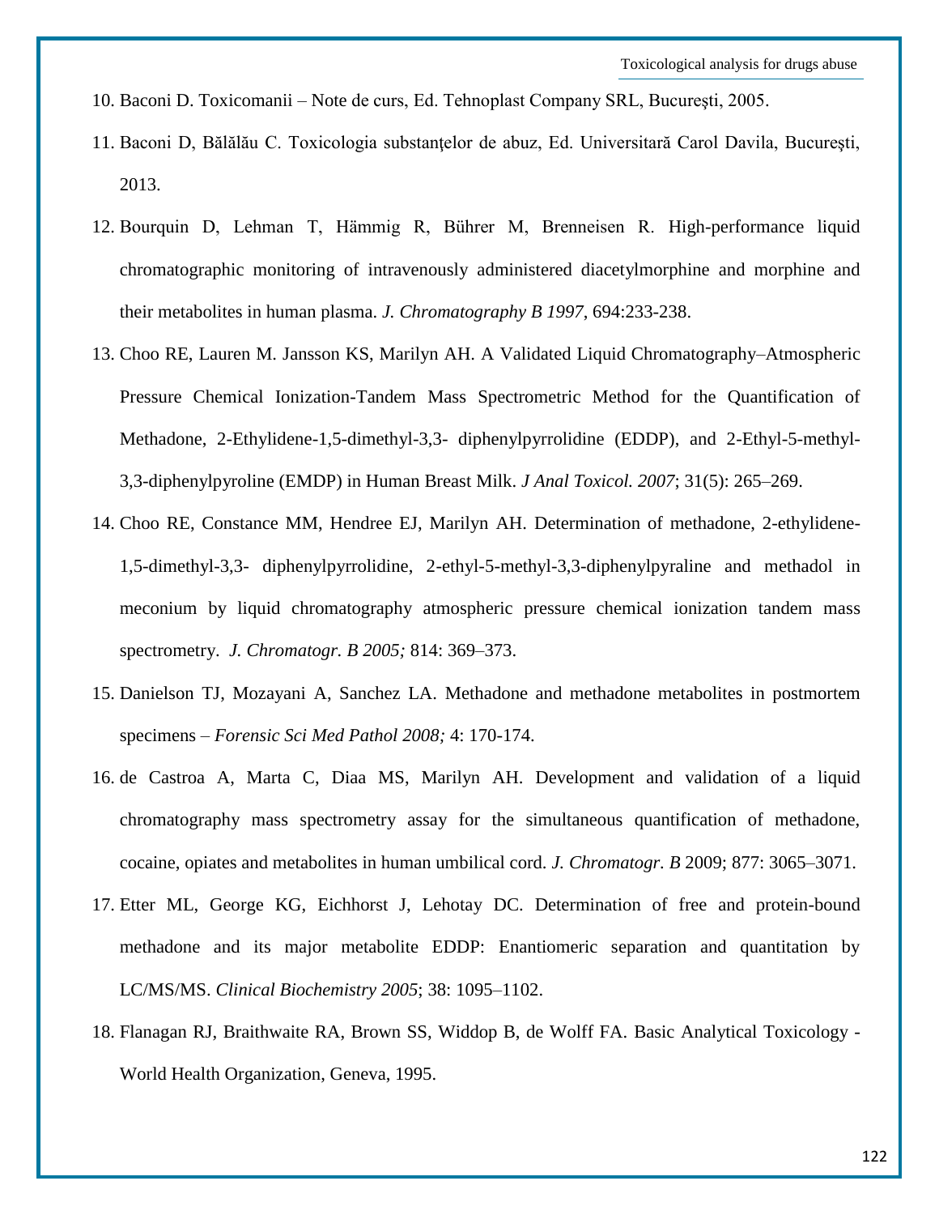10. Baconi D. Toxicomanii – Note de curs, Ed. Tehnoplast Company SRL, Bucureşti, 2005.
11. Baconi D, Bălălău C. Toxicologia substanţelor de abuz, Ed. Universitară Carol Davila, Bucureşti, 2013.
12. Bourquin D, Lehman T, Hämmig R, Bührer M, Brenneisen R. High-performance liquid chromatographic monitoring of intravenously administered diacetylmorphine and morphine and their metabolites in human plasma. *J. Chromatography B 1997*, 694:233-238.
13. Choo RE, Lauren M. Jansson KS, Marilyn AH. A Validated Liquid Chromatography–Atmospheric Pressure Chemical Ionization-Tandem Mass Spectrometric Method for the Quantification of Methadone, 2-Ethylidene-1,5-dimethyl-3,3- diphenylpyrrolidine (EDDP), and 2-Ethyl-5-methyl-3,3-diphenylpyroline (EMDP) in Human Breast Milk. *J Anal Toxicol. 2007*; 31(5): 265–269.
14. Choo RE, Constance MM, Hendree EJ, Marilyn AH. Determination of methadone, 2-ethylidene-1,5-dimethyl-3,3- diphenylpyrrolidine, 2-ethyl-5-methyl-3,3-diphenylpyraline and methadol in meconium by liquid chromatography atmospheric pressure chemical ionization tandem mass spectrometry. *J. Chromatogr. B 2005;* 814: 369–373.
15. Danielson TJ, Mozayani A, Sanchez LA. Methadone and methadone metabolites in postmortem specimens – *Forensic Sci Med Pathol 2008;* 4: 170-174.
16. de Castroa A, Marta C, Diaa MS, Marilyn AH. Development and validation of a liquid chromatography mass spectrometry assay for the simultaneous quantification of methadone, cocaine, opiates and metabolites in human umbilical cord. *J. Chromatogr. B* 2009; 877: 3065–3071.
17. Etter ML, George KG, Eichhorst J, Lehotay DC. Determination of free and protein-bound methadone and its major metabolite EDDP: Enantiomeric separation and quantitation by LC/MS/MS. *Clinical Biochemistry 2005*; 38: 1095–1102.
18. Flanagan RJ, Braithwaite RA, Brown SS, Widdop B, de Wolff FA. Basic Analytical Toxicology - World Health Organization, Geneva, 1995.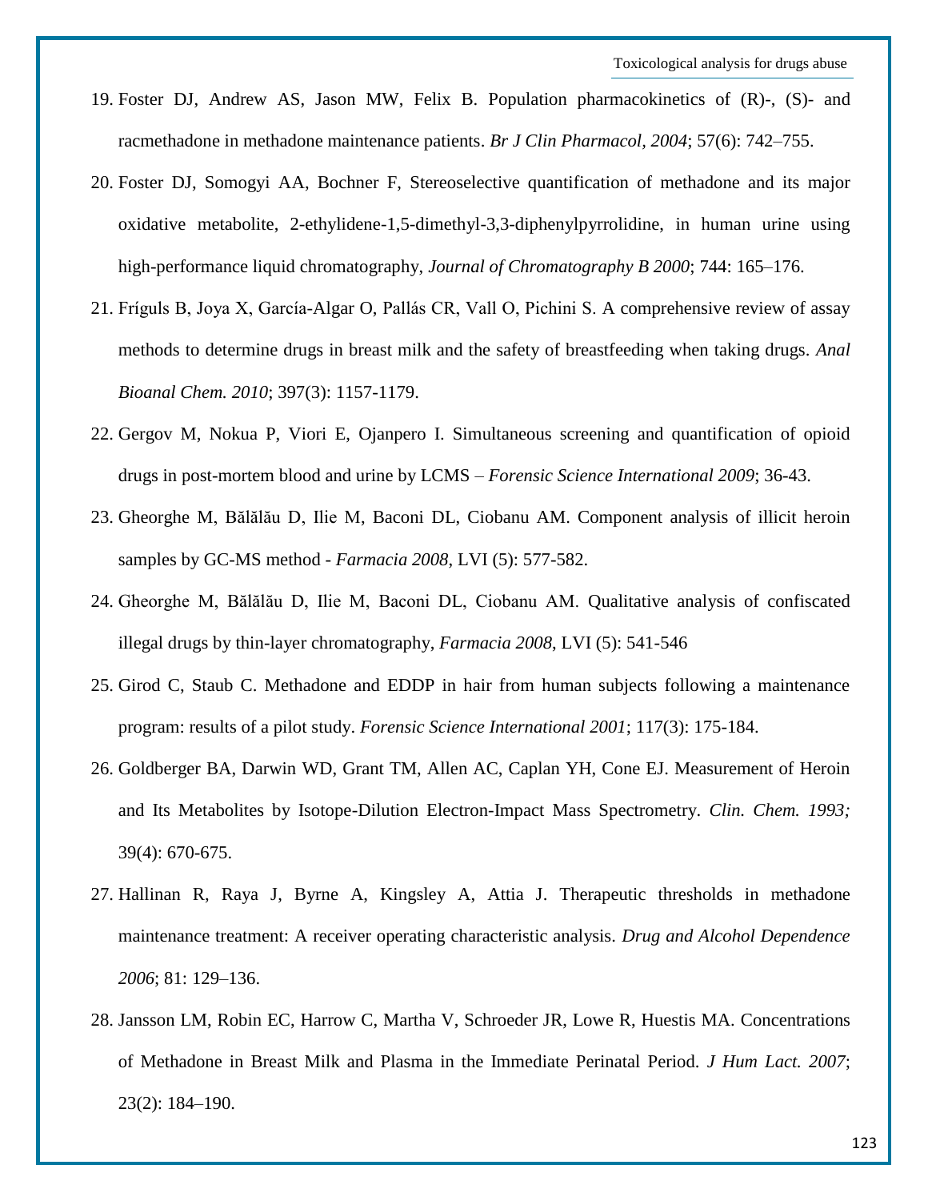19. Foster DJ, Andrew AS, Jason MW, Felix B. Population pharmacokinetics of (R)-, (S)- and racmethadone in methadone maintenance patients. *Br J Clin Pharmacol, 2004*; 57(6): 742–755.
20. Foster DJ, Somogyi AA, Bochner F, Stereoselective quantification of methadone and its major oxidative metabolite, 2-ethylidene-1,5-dimethyl-3,3-diphenylpyrrolidine, in human urine using high-performance liquid chromatography, *Journal of Chromatography B 2000*; 744: 165–176.
21. Fríguls B, Joya X, García-Algar O, Pallás CR, Vall O, Pichini S. A comprehensive review of assay methods to determine drugs in breast milk and the safety of breastfeeding when taking drugs. *Anal Bioanal Chem. 2010*; 397(3): 1157-1179.
22. Gergov M, Nokua P, Viori E, Ojanpero I. Simultaneous screening and quantification of opioid drugs in post-mortem blood and urine by LCMS – *Forensic Science International 2009*; 36-43.
23. Gheorghe M, Bălălău D, Ilie M, Baconi DL, Ciobanu AM. Component analysis of illicit heroin samples by GC-MS method - *Farmacia 2008*, LVI (5): 577-582.
24. Gheorghe M, Bălălău D, Ilie M, Baconi DL, Ciobanu AM. Qualitative analysis of confiscated illegal drugs by thin-layer chromatography, *Farmacia 2008*, LVI (5): 541-546
25. Girod C, Staub C. Methadone and EDDP in hair from human subjects following a maintenance program: results of a pilot study. *Forensic Science International 2001*; 117(3): 175-184.
26. Goldberger BA, Darwin WD, Grant TM, Allen AC, Caplan YH, Cone EJ. Measurement of Heroin and Its Metabolites by Isotope-Dilution Electron-Impact Mass Spectrometry. *Clin. Chem. 1993;* 39(4): 670-675.
27. Hallinan R, Raya J, Byrne A, Kingsley A, Attia J. Therapeutic thresholds in methadone maintenance treatment: A receiver operating characteristic analysis. *Drug and Alcohol Dependence 2006*; 81: 129–136.
28. Jansson LM, Robin EC, Harrow C, Martha V, Schroeder JR, Lowe R, Huestis MA. Concentrations of Methadone in Breast Milk and Plasma in the Immediate Perinatal Period. *J Hum Lact. 2007*; 23(2): 184–190.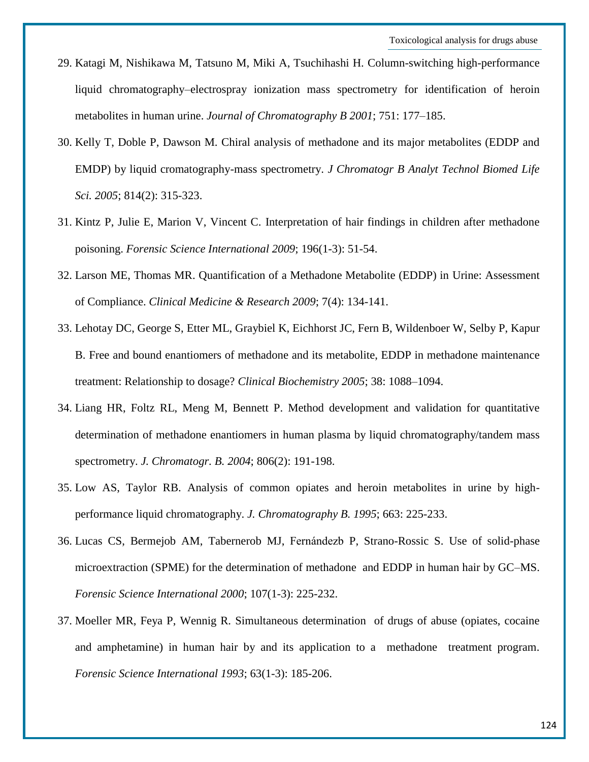29. Katagi M, Nishikawa M, Tatsuno M, Miki A, Tsuchihashi H. Column-switching high-performance liquid chromatography–electrospray ionization mass spectrometry for identification of heroin metabolites in human urine. *Journal of Chromatography B 2001*; 751: 177–185.
30. Kelly T, Doble P, Dawson M. Chiral analysis of methadone and its major metabolites (EDDP and EMDP) by liquid cromatography-mass spectrometry. *J Chromatogr B Analyt Technol Biomed Life Sci. 2005*; 814(2): 315-323.
31. Kintz P, Julie E, Marion V, Vincent C. Interpretation of hair findings in children after methadone poisoning. *Forensic Science International 2009*; 196(1-3): 51-54.
32. Larson ME, Thomas MR. Quantification of a Methadone Metabolite (EDDP) in Urine: Assessment of Compliance. *Clinical Medicine & Research 2009*; 7(4): 134-141.
33. Lehotay DC, George S, Etter ML, Graybiel K, Eichhorst JC, Fern B, Wildenboer W, Selby P, Kapur B. Free and bound enantiomers of methadone and its metabolite, EDDP in methadone maintenance treatment: Relationship to dosage? *Clinical Biochemistry 2005*; 38: 1088–1094.
34. Liang HR, Foltz RL, Meng M, Bennett P. Method development and validation for quantitative determination of methadone enantiomers in human plasma by liquid chromatography/tandem mass spectrometry. *J. Chromatogr. B. 2004*; 806(2): 191-198.
35. Low AS, Taylor RB. Analysis of common opiates and heroin metabolites in urine by high-performance liquid chromatography. *J. Chromatography B. 1995*; 663: 225-233.
36. Lucas CS, Bermejob AM, Tabernerob MJ, Fernándezb P, Strano-Rossic S. Use of solid-phase microextraction (SPME) for the determination of methadone and EDDP in human hair by GC–MS. *Forensic Science International 2000*; 107(1-3): 225-232.
37. Moeller MR, Feya P, Wennig R. Simultaneous determination of drugs of abuse (opiates, cocaine and amphetamine) in human hair by and its application to a methadone treatment program. *Forensic Science International 1993*; 63(1-3): 185-206.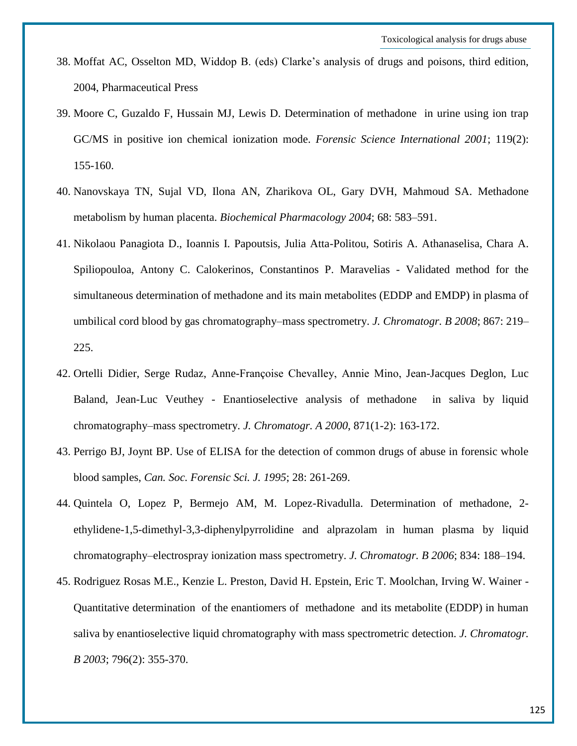38. Moffat AC, Osselton MD, Widdop B. (eds) Clarke's analysis of drugs and poisons, third edition, 2004, Pharmaceutical Press

39. Moore C, Guzaldo F, Hussain MJ, Lewis D. Determination of methadone in urine using ion trap GC/MS in positive ion chemical ionization mode. *Forensic Science International 2001*; 119(2): 155-160.

40. Nanovskaya TN, Sujal VD, Ilona AN, Zharikova OL, Gary DVH, Mahmoud SA. Methadone metabolism by human placenta. *Biochemical Pharmacology 2004*; 68: 583–591.

41. Nikolaou Panagiota D., Ioannis I. Papoutsis, Julia Atta-Politou, Sotiris A. Athanaselisa, Chara A. Spiliopouloa, Antony C. Calokerinos, Constantinos P. Maravelias - Validated method for the simultaneous determination of methadone and its main metabolites (EDDP and EMDP) in plasma of umbilical cord blood by gas chromatography–mass spectrometry. *J. Chromatogr. B 2008*; 867: 219–225.

42. Ortelli Didier, Serge Rudaz, Anne-Françoise Chevalley, Annie Mino, Jean-Jacques Deglon, Luc Baland, Jean-Luc Veuthey - Enantioselective analysis of methadone in saliva by liquid chromatography–mass spectrometry. *J. Chromatogr. A 2000*, 871(1-2): 163-172.

43. Perrigo BJ, Joynt BP. Use of ELISA for the detection of common drugs of abuse in forensic whole blood samples, *Can. Soc. Forensic Sci. J. 1995*; 28: 261-269.

44. Quintela O, Lopez P, Bermejo AM, M. Lopez-Rivadulla. Determination of methadone, 2-ethylidene-1,5-dimethyl-3,3-diphenylpyrrolidine and alprazolam in human plasma by liquid chromatography–electrospray ionization mass spectrometry. *J. Chromatogr. B 2006*; 834: 188–194.

45. Rodriguez Rosas M.E., Kenzie L. Preston, David H. Epstein, Eric T. Moolchan, Irving W. Wainer - Quantitative determination of the enantiomers of methadone and its metabolite (EDDP) in human saliva by enantioselective liquid chromatography with mass spectrometric detection. *J. Chromatogr. B 2003*; 796(2): 355-370.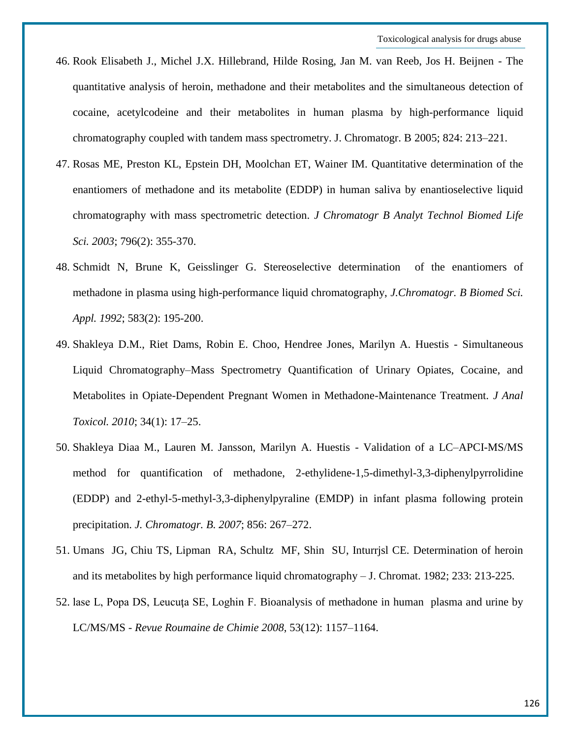46. Rook Elisabeth J., Michel J.X. Hillebrand, Hilde Rosing, Jan M. van Reeb, Jos H. Beijnen - The quantitative analysis of heroin, methadone and their metabolites and the simultaneous detection of cocaine, acetylcodeine and their metabolites in human plasma by high-performance liquid chromatography coupled with tandem mass spectrometry. J. Chromatogr. B 2005; 824: 213–221.
47. Rosas ME, Preston KL, Epstein DH, Moolchan ET, Wainer IM. Quantitative determination of the enantiomers of methadone and its metabolite (EDDP) in human saliva by enantioselective liquid chromatography with mass spectrometric detection. *J Chromatogr B Analyt Technol Biomed Life Sci. 2003*; 796(2): 355-370.
48. Schmidt N, Brune K, Geisslinger G. Stereoselective determination of the enantiomers of methadone in plasma using high-performance liquid chromatography, *J.Chromatogr. B Biomed Sci. Appl. 1992*; 583(2): 195-200.
49. Shakleya D.M., Riet Dams, Robin E. Choo, Hendree Jones, Marilyn A. Huestis - Simultaneous Liquid Chromatography–Mass Spectrometry Quantification of Urinary Opiates, Cocaine, and Metabolites in Opiate-Dependent Pregnant Women in Methadone-Maintenance Treatment. *J Anal Toxicol. 2010*; 34(1): 17–25.
50. Shakleya Diaa M., Lauren M. Jansson, Marilyn A. Huestis - Validation of a LC–APCI-MS/MS method for quantification of methadone, 2-ethylidene-1,5-dimethyl-3,3-diphenylpyrrolidine (EDDP) and 2-ethyl-5-methyl-3,3-diphenylpyraline (EMDP) in infant plasma following protein precipitation. *J. Chromatogr. B. 2007*; 856: 267–272.
51. Umans JG, Chiu TS, Lipman RA, Schultz MF, Shin SU, Inturrjsl CE. Determination of heroin and its metabolites by high performance liquid chromatography – J. Chromat. 1982; 233: 213-225.
52. lase L, Popa DS, Leucuța SE, Loghin F. Bioanalysis of methadone in human plasma and urine by LC/MS/MS - *Revue Roumaine de Chimie 2008*, 53(12): 1157–1164.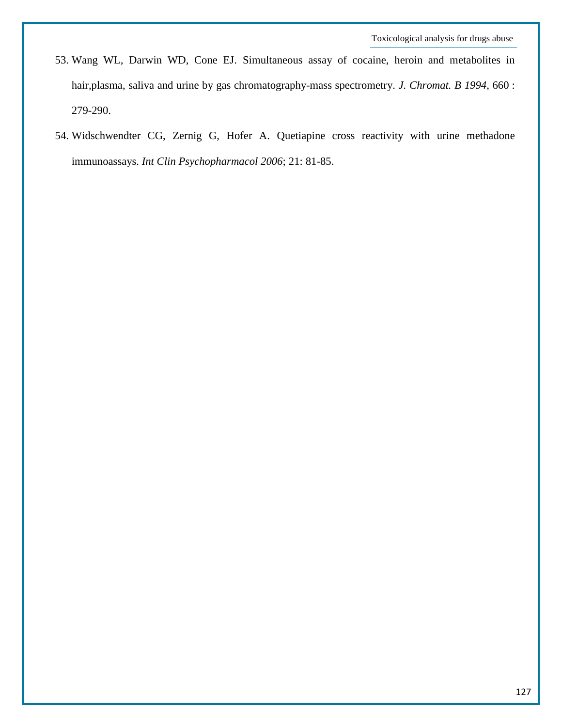53. Wang WL, Darwin WD, Cone EJ. Simultaneous assay of cocaine, heroin and metabolites in hair,plasma, saliva and urine by gas chromatography-mass spectrometry. *J. Chromat. B 1994*, 660 : 279-290.
54. Widschwendter CG, Zernig G, Hofer A. Quetiapine cross reactivity with urine methadone immunoassays. *Int Clin Psychopharmacol 2006*; 21: 81-85.